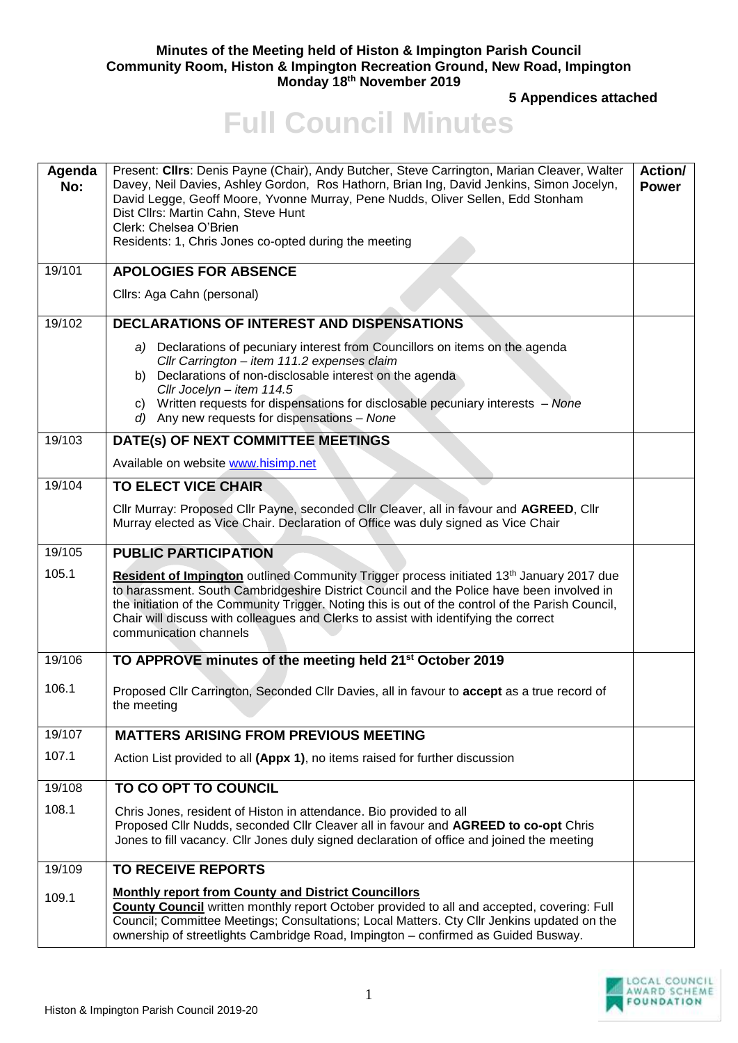**Minutes of the Meeting held of Histon & Impington Parish Council**
**Community Room, Histon & Impington Recreation Ground, New Road, Impington**
**Monday 18th November 2019**

**5 Appendices attached**

# Full Council Minutes

| Agenda No: | Present: **Cllrs**: Denis Payne (Chair), Andy Butcher, Steve Carrington, Marian Cleaver, Walter Davey, Neil Davies, Ashley Gordon, Ros Hathorn, Brian Ing, David Jenkins, Simon Jocelyn, David Legge, Geoff Moore, Yvonne Murray, Pene Nudds, Oliver Sellen, Edd Stonham<br>Dist Cllrs: Martin Cahn, Steve Hunt<br>Clerk: Chelsea O'Brien<br>Residents: 1, Chris Jones co-opted during the meeting | Action/ Power |
|---|---|---|
| 19/101 | **APOLOGIES FOR ABSENCE** | |
| | Cllrs: Aga Cahn (personal) | |
| 19/102 | **DECLARATIONS OF INTEREST AND DISPENSATIONS** | |
| | a) Declarations of pecuniary interest from Councillors on items on the agenda<br>*Cllr Carrington – item 111.2 expenses claim*<br>b) Declarations of non-disclosable interest on the agenda<br>*Cllr Jocelyn – item 114.5*<br>c) Written requests for dispensations for disclosable pecuniary interests – *None*<br>d) Any new requests for dispensations – *None* | |
| 19/103 | **DATE(s) OF NEXT COMMITTEE MEETINGS** | |
| | Available on website www.hisimp.net | |
| 19/104 | **TO ELECT VICE CHAIR** | |
| | Cllr Murray: Proposed Cllr Payne, seconded Cllr Cleaver, all in favour and **AGREED**, Cllr Murray elected as Vice Chair. Declaration of Office was duly signed as Vice Chair | |
| 19/105 | **PUBLIC PARTICIPATION** | |
| 105.1 | **Resident of Impington** outlined Community Trigger process initiated 13th January 2017 due to harassment. South Cambridgeshire District Council and the Police have been involved in the initiation of the Community Trigger. Noting this is out of the control of the Parish Council, Chair will discuss with colleagues and Clerks to assist with identifying the correct communication channels | |
| 19/106 | **TO APPROVE minutes of the meeting held 21st October 2019** | |
| 106.1 | Proposed Cllr Carrington, Seconded Cllr Davies, all in favour to **accept** as a true record of the meeting | |
| 19/107 | **MATTERS ARISING FROM PREVIOUS MEETING** | |
| 107.1 | Action List provided to all **(Appx 1)**, no items raised for further discussion | |
| 19/108 | **TO CO OPT TO COUNCIL** | |
| 108.1 | Chris Jones, resident of Histon in attendance. Bio provided to all<br>Proposed Cllr Nudds, seconded Cllr Cleaver all in favour and **AGREED to co-opt** Chris Jones to fill vacancy. Cllr Jones duly signed declaration of office and joined the meeting | |
| 19/109 | **TO RECEIVE REPORTS** | |
| 109.1 | **Monthly report from County and District Councillors**<br>**County Council** written monthly report October provided to all and accepted, covering: Full Council; Committee Meetings; Consultations; Local Matters. Cty Cllr Jenkins updated on the ownership of streetlights Cambridge Road, Impington – confirmed as Guided Busway. | |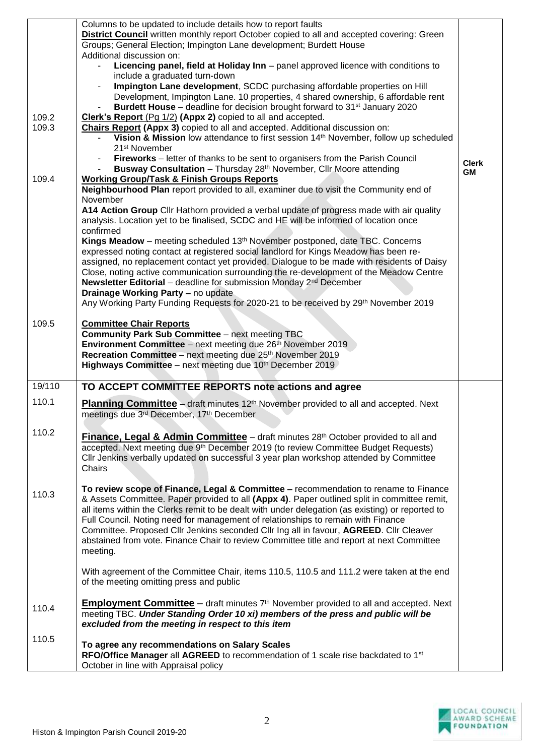| | | |
|---|---|---|
| | Columns to be updated to include details how to report faults<br>**District Council** written monthly report October copied to all and accepted covering: Green Groups; General Election; Impington Lane development; Burdett House<br>Additional discussion on:<br>- **Licencing panel, field at Holiday Inn** – panel approved licence with conditions to include a graduated turn-down<br>- **Impington Lane development**, SCDC purchasing affordable properties on Hill Development, Impington Lane. 10 properties, 4 shared ownership, 6 affordable rent<br>- **Burdett House** – deadline for decision brought forward to 31st January 2020 | |
| 109.2 | **Clerk's Report** (Pg 1/2) **(Appx 2)** copied to all and accepted. | |
| 109.3 | **Chairs Report (Appx 3)** copied to all and accepted. Additional discussion on:<br>- **Vision & Mission** low attendance to first session 14th November, follow up scheduled 21st November<br>- **Fireworks** – letter of thanks to be sent to organisers from the Parish Council<br>- **Busway Consultation** – Thursday 28th November, Cllr Moore attending | **Clerk**<br>**GM** |
| 109.4 | **Working Group/Task & Finish Groups Reports**<br>**Neighbourhood Plan** report provided to all, examiner due to visit the Community end of November<br>**A14 Action Group** Cllr Hathorn provided a verbal update of progress made with air quality analysis. Location yet to be finalised, SCDC and HE will be informed of location once confirmed<br>**Kings Meadow** – meeting scheduled 13th November postponed, date TBC. Concerns expressed noting contact at registered social landlord for Kings Meadow has been re-assigned, no replacement contact yet provided. Dialogue to be made with residents of Daisy Close, noting active communication surrounding the re-development of the Meadow Centre<br>**Newsletter Editorial** – deadline for submission Monday 2nd December<br>**Drainage Working Party –** no update<br>Any Working Party Funding Requests for 2020-21 to be received by 29th November 2019 | |
| 109.5 | **Committee Chair Reports**<br>**Community Park Sub Committee** – next meeting TBC<br>**Environment Committee** – next meeting due 26th November 2019<br>**Recreation Committee** – next meeting due 25th November 2019<br>**Highways Committee** – next meeting due 10th December 2019 | |
| 19/110 | **TO ACCEPT COMMITTEE REPORTS note actions and agree** | |
| 110.1 | **Planning Committee** – draft minutes 12th November provided to all and accepted. Next meetings due 3rd December, 17th December | |
| 110.2 | **Finance, Legal & Admin Committee** – draft minutes 28th October provided to all and accepted. Next meeting due 9th December 2019 (to review Committee Budget Requests)<br>Cllr Jenkins verbally updated on successful 3 year plan workshop attended by Committee Chairs | |
| 110.3 | **To review scope of Finance, Legal & Committee –** recommendation to rename to Finance & Assets Committee. Paper provided to all **(Appx 4)**. Paper outlined split in committee remit, all items within the Clerks remit to be dealt with under delegation (as existing) or reported to Full Council. Noting need for management of relationships to remain with Finance Committee. Proposed Cllr Jenkins seconded Cllr Ing all in favour, **AGREED**. Cllr Cleaver abstained from vote. Finance Chair to review Committee title and report at next Committee meeting.<br><br>With agreement of the Committee Chair, items 110.5, 110.5 and 111.2 were taken at the end of the meeting omitting press and public | |
| 110.4 | **Employment Committee** – draft minutes 7th November provided to all and accepted. Next meeting TBC. ***Under Standing Order 10 xi) members of the press and public will be excluded from the meeting in respect to this item*** | |
| 110.5 | **To agree any recommendations on Salary Scales**<br>**RFO/Office Manager** all **AGREED** to recommendation of 1 scale rise backdated to 1st October in line with Appraisal policy | |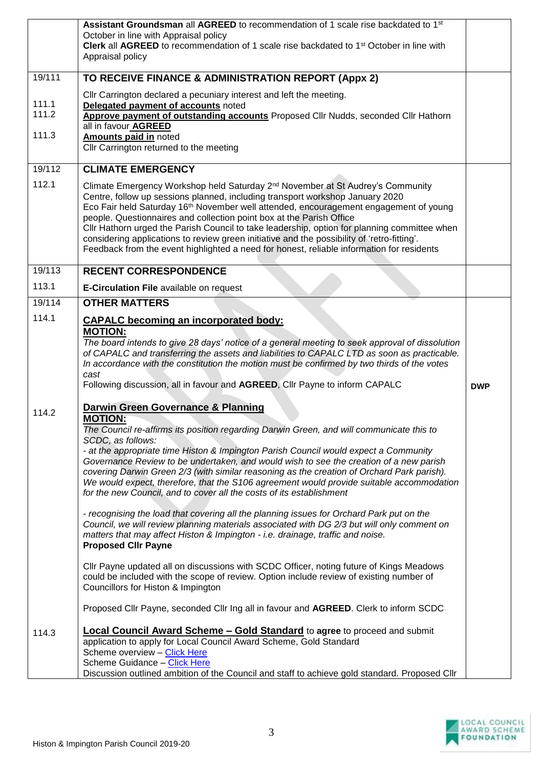| | | |
|---|---|---|
| | **Assistant Groundsman** all **AGREED** to recommendation of 1 scale rise backdated to 1st October in line with Appraisal policy<br>**Clerk** all **AGREED** to recommendation of 1 scale rise backdated to 1st October in line with Appraisal policy | |
| 19/111 | **TO RECEIVE FINANCE & ADMINISTRATION REPORT (Appx 2)** | |
| 111.1<br>111.2<br><br>111.3 | Cllr Carrington declared a pecuniary interest and left the meeting.<br>**Delegated payment of accounts** noted<br>**Approve payment of outstanding accounts** Proposed Cllr Nudds, seconded Cllr Hathorn all in favour **AGREED**<br>**Amounts paid in** noted<br>Cllr Carrington returned to the meeting | |
| 19/112 | **CLIMATE EMERGENCY** | |
| 112.1 | Climate Emergency Workshop held Saturday 2nd November at St Audrey's Community Centre, follow up sessions planned, including transport workshop January 2020<br>Eco Fair held Saturday 16th November well attended, encouragement engagement of young people. Questionnaires and collection point box at the Parish Office<br>Cllr Hathorn urged the Parish Council to take leadership, option for planning committee when considering applications to review green initiative and the possibility of 'retro-fitting'.<br>Feedback from the event highlighted a need for honest, reliable information for residents | |
| 19/113 | **RECENT CORRESPONDENCE** | |
| 113.1 | **E-Circulation File** available on request | |
| 19/114 | **OTHER MATTERS** | |
| 114.1 | **CAPALC becoming an incorporated body:**<br>**MOTION:**<br>*The board intends to give 28 days' notice of a general meeting to seek approval of dissolution of CAPALC and transferring the assets and liabilities to CAPALC LTD as soon as practicable. In accordance with the constitution the motion must be confirmed by two thirds of the votes cast*<br>Following discussion, all in favour and **AGREED**, Cllr Payne to inform CAPALC | **DWP** |
| 114.2 | **Darwin Green Governance & Planning**<br>**MOTION:**<br>*The Council re-affirms its position regarding Darwin Green, and will communicate this to SCDC, as follows:*<br>*- at the appropriate time Histon & Impington Parish Council would expect a Community Governance Review to be undertaken, and would wish to see the creation of a new parish covering Darwin Green 2/3 (with similar reasoning as the creation of Orchard Park parish). We would expect, therefore, that the S106 agreement would provide suitable accommodation for the new Council, and to cover all the costs of its establishment*<br><br>*- recognising the load that covering all the planning issues for Orchard Park put on the Council, we will review planning materials associated with DG 2/3 but will only comment on matters that may affect Histon & Impington - i.e. drainage, traffic and noise.*<br>**Proposed Cllr Payne**<br><br>Cllr Payne updated all on discussions with SCDC Officer, noting future of Kings Meadows could be included with the scope of review. Option include review of existing number of Councillors for Histon & Impington<br><br>Proposed Cllr Payne, seconded Cllr Ing all in favour and **AGREED**. Clerk to inform SCDC | |
| 114.3 | **Local Council Award Scheme – Gold Standard** to **agree** to proceed and submit application to apply for Local Council Award Scheme, Gold Standard<br>Scheme overview – Click Here<br>Scheme Guidance – Click Here<br>Discussion outlined ambition of the Council and staff to achieve gold standard. Proposed Cllr | |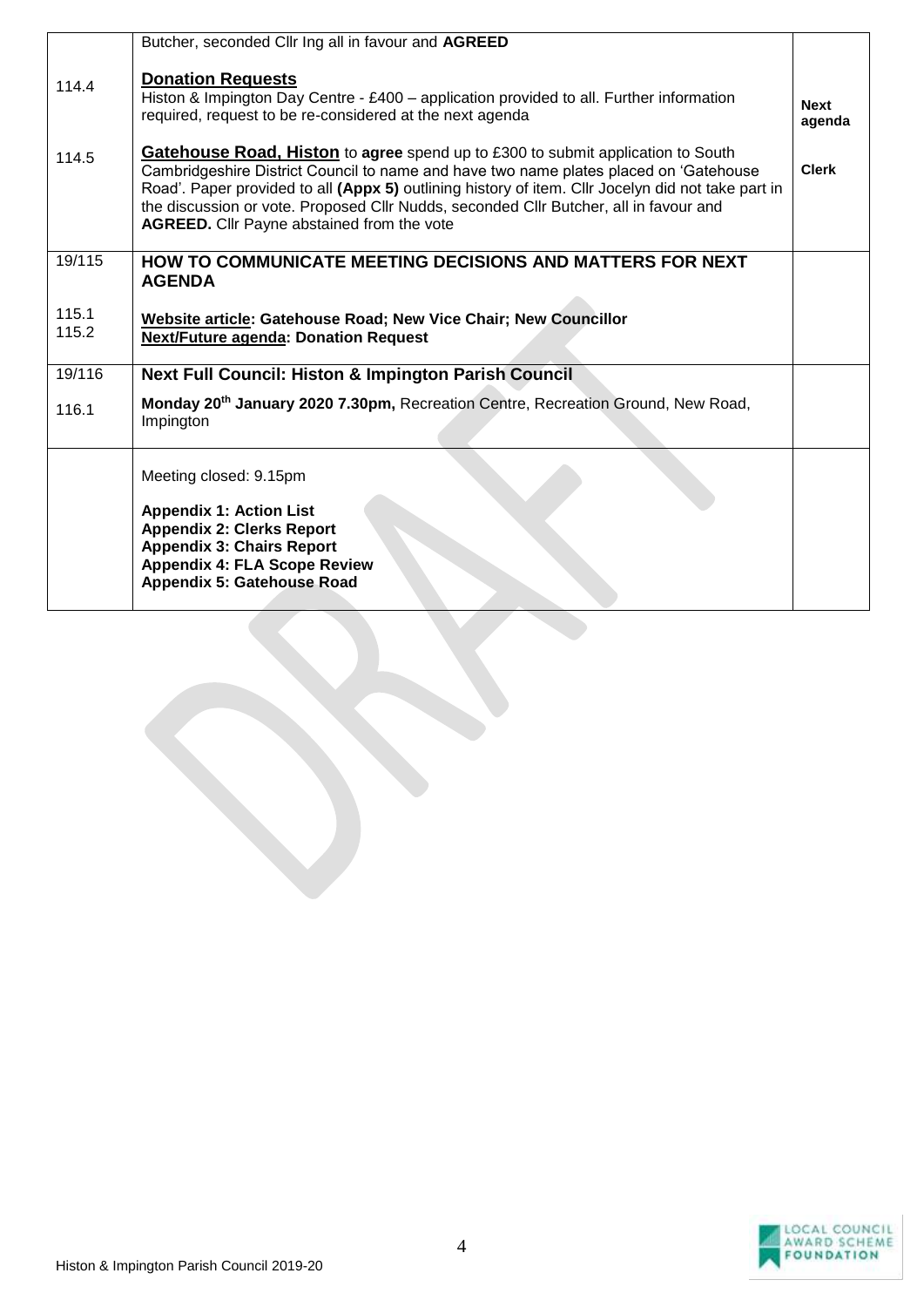| | | |
|---|---|---|
| | Butcher, seconded Cllr Ing all in favour and **AGREED** | |
| 114.4 | **Donation Requests**<br>Histon & Impington Day Centre - £400 – application provided to all. Further information required, request to be re-considered at the next agenda | **Next agenda** |
| 114.5 | **Gatehouse Road, Histon** to **agree** spend up to £300 to submit application to South Cambridgeshire District Council to name and have two name plates placed on 'Gatehouse Road'. Paper provided to all **(Appx 5)** outlining history of item. Cllr Jocelyn did not take part in the discussion or vote. Proposed Cllr Nudds, seconded Cllr Butcher, all in favour and **AGREED.** Cllr Payne abstained from the vote | **Clerk** |
| 19/115 | **HOW TO COMMUNICATE MEETING DECISIONS AND MATTERS FOR NEXT AGENDA** | |
| 115.1<br>115.2 | **Website article: Gatehouse Road; New Vice Chair; New Councillor**<br>**Next/Future agenda: Donation Request** | |
| 19/116 | **Next Full Council: Histon & Impington Parish Council** | |
| 116.1 | **Monday 20th January 2020 7.30pm,** Recreation Centre, Recreation Ground, New Road, Impington | |
| | Meeting closed: 9.15pm<br><br>**Appendix 1: Action List**<br>**Appendix 2: Clerks Report**<br>**Appendix 3: Chairs Report**<br>**Appendix 4: FLA Scope Review**<br>**Appendix 5: Gatehouse Road** | |

DRAFT